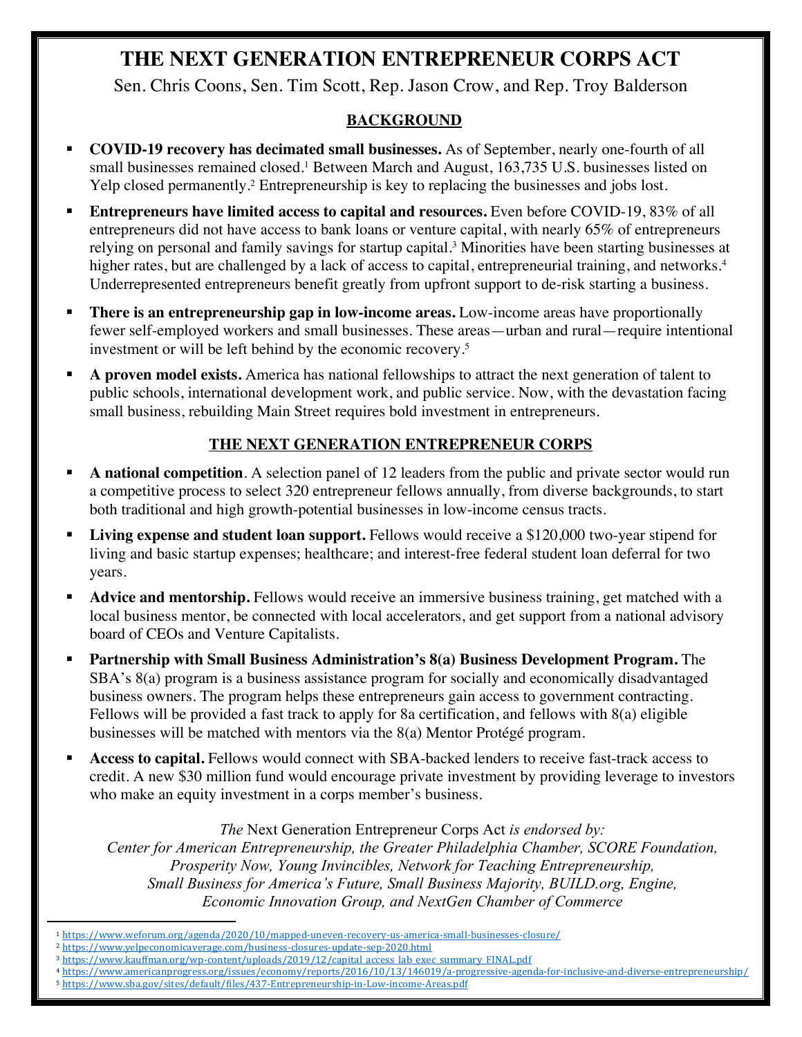# THE NEXT GENERATION ENTREPRENEUR CORPS ACT

Sen. Chris Coons, Sen. Tim Scott, Rep. Jason Crow, and Rep. Troy Balderson

## BACKGROUND

- **COVID-19 recovery has decimated small businesses.** As of September, nearly one-fourth of all small businesses remained closed.[1] Between March and August, 163,735 U.S. businesses listed on Yelp closed permanently.[2] Entrepreneurship is key to replacing the businesses and jobs lost.
- **Entrepreneurs have limited access to capital and resources.** Even before COVID-19, 83% of all entrepreneurs did not have access to bank loans or venture capital, with nearly 65% of entrepreneurs relying on personal and family savings for startup capital.[3] Minorities have been starting businesses at higher rates, but are challenged by a lack of access to capital, entrepreneurial training, and networks.[4] Underrepresented entrepreneurs benefit greatly from upfront support to de-risk starting a business.
- **There is an entrepreneurship gap in low-income areas.** Low-income areas have proportionally fewer self-employed workers and small businesses. These areas—urban and rural—require intentional investment or will be left behind by the economic recovery.[5]
- **A proven model exists.** America has national fellowships to attract the next generation of talent to public schools, international development work, and public service. Now, with the devastation facing small business, rebuilding Main Street requires bold investment in entrepreneurs.

## THE NEXT GENERATION ENTREPRENEUR CORPS

- **A national competition**. A selection panel of 12 leaders from the public and private sector would run a competitive process to select 320 entrepreneur fellows annually, from diverse backgrounds, to start both traditional and high growth-potential businesses in low-income census tracts.
- **Living expense and student loan support.** Fellows would receive a $120,000 two-year stipend for living and basic startup expenses; healthcare; and interest-free federal student loan deferral for two years.
- **Advice and mentorship.** Fellows would receive an immersive business training, get matched with a local business mentor, be connected with local accelerators, and get support from a national advisory board of CEOs and Venture Capitalists.
- **Partnership with Small Business Administration's 8(a) Business Development Program.** The SBA's 8(a) program is a business assistance program for socially and economically disadvantaged business owners. The program helps these entrepreneurs gain access to government contracting. Fellows will be provided a fast track to apply for 8a certification, and fellows with 8(a) eligible businesses will be matched with mentors via the 8(a) Mentor Protégé program.
- **Access to capital.** Fellows would connect with SBA-backed lenders to receive fast-track access to credit. A new $30 million fund would encourage private investment by providing leverage to investors who make an equity investment in a corps member's business.

*The* Next Generation Entrepreneur Corps Act *is endorsed by:*
*Center for American Entrepreneurship, the Greater Philadelphia Chamber, SCORE Foundation, Prosperity Now, Young Invincibles, Network for Teaching Entrepreneurship, Small Business for America's Future, Small Business Majority, BUILD.org, Engine, Economic Innovation Group, and NextGen Chamber of Commerce*

---

[1] https://www.weforum.org/agenda/2020/10/mapped-uneven-recovery-us-america-small-businesses-closure/
[2] https://www.yelpeconomicaverage.com/business-closures-update-sep-2020.html
[3] https://www.kauffman.org/wp-content/uploads/2019/12/capital_access_lab_exec_summary_FINAL.pdf
[4] https://www.americanprogress.org/issues/economy/reports/2016/10/13/146019/a-progressive-agenda-for-inclusive-and-diverse-entrepreneurship/
[5] https://www.sba.gov/sites/default/files/437-Entrepreneurship-in-Low-income-Areas.pdf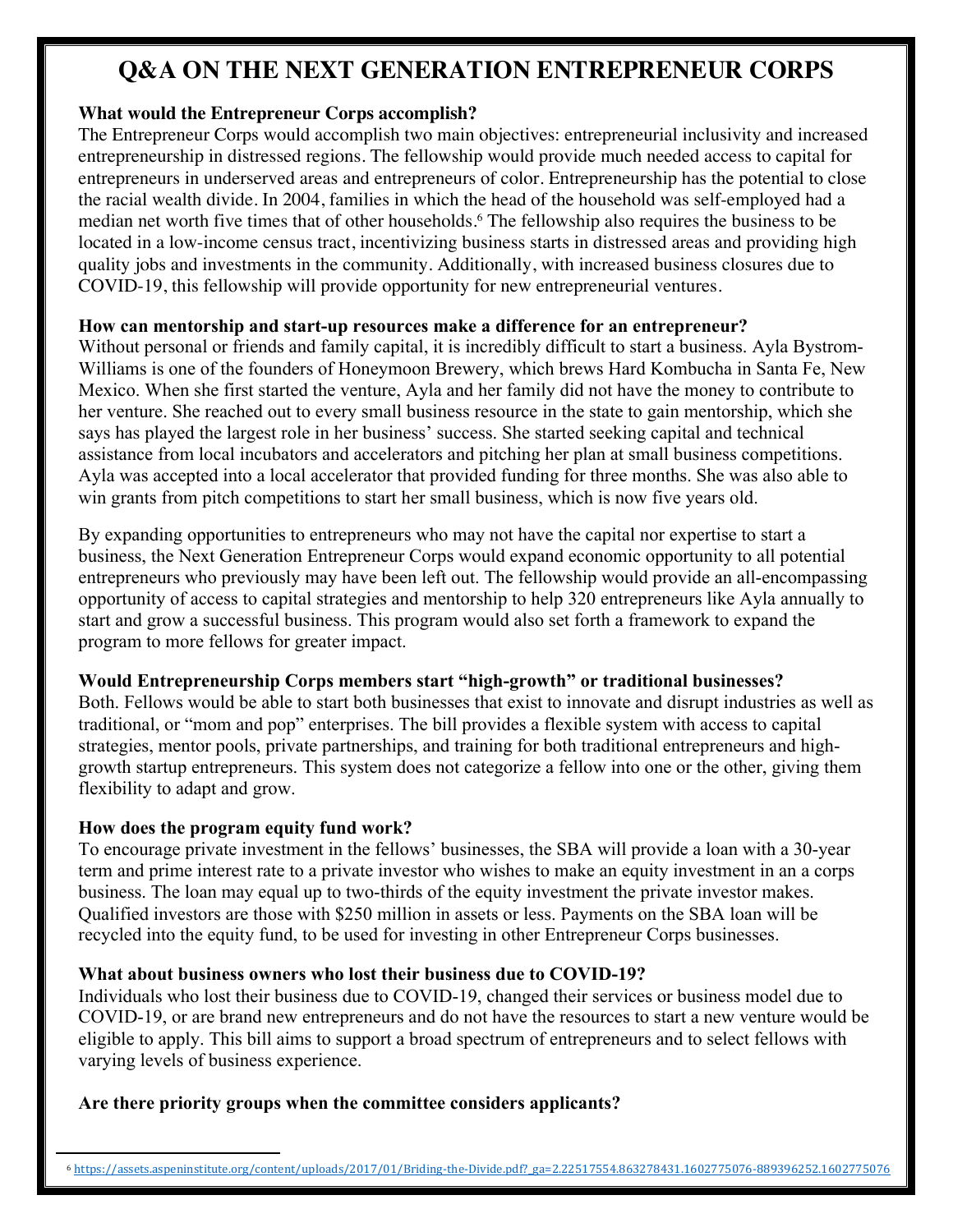# Q&A ON THE NEXT GENERATION ENTREPRENEUR CORPS

**What would the Entrepreneur Corps accomplish?**

The Entrepreneur Corps would accomplish two main objectives: entrepreneurial inclusivity and increased entrepreneurship in distressed regions. The fellowship would provide much needed access to capital for entrepreneurs in underserved areas and entrepreneurs of color. Entrepreneurship has the potential to close the racial wealth divide. In 2004, families in which the head of the household was self-employed had a median net worth five times that of other households.[6] The fellowship also requires the business to be located in a low-income census tract, incentivizing business starts in distressed areas and providing high quality jobs and investments in the community. Additionally, with increased business closures due to COVID-19, this fellowship will provide opportunity for new entrepreneurial ventures.

**How can mentorship and start-up resources make a difference for an entrepreneur?**

Without personal or friends and family capital, it is incredibly difficult to start a business. Ayla Bystrom-Williams is one of the founders of Honeymoon Brewery, which brews Hard Kombucha in Santa Fe, New Mexico. When she first started the venture, Ayla and her family did not have the money to contribute to her venture. She reached out to every small business resource in the state to gain mentorship, which she says has played the largest role in her business' success. She started seeking capital and technical assistance from local incubators and accelerators and pitching her plan at small business competitions. Ayla was accepted into a local accelerator that provided funding for three months. She was also able to win grants from pitch competitions to start her small business, which is now five years old.

By expanding opportunities to entrepreneurs who may not have the capital nor expertise to start a business, the Next Generation Entrepreneur Corps would expand economic opportunity to all potential entrepreneurs who previously may have been left out. The fellowship would provide an all-encompassing opportunity of access to capital strategies and mentorship to help 320 entrepreneurs like Ayla annually to start and grow a successful business. This program would also set forth a framework to expand the program to more fellows for greater impact.

**Would Entrepreneurship Corps members start "high-growth" or traditional businesses?**

Both. Fellows would be able to start both businesses that exist to innovate and disrupt industries as well as traditional, or "mom and pop" enterprises. The bill provides a flexible system with access to capital strategies, mentor pools, private partnerships, and training for both traditional entrepreneurs and high-growth startup entrepreneurs. This system does not categorize a fellow into one or the other, giving them flexibility to adapt and grow.

**How does the program equity fund work?**

To encourage private investment in the fellows' businesses, the SBA will provide a loan with a 30-year term and prime interest rate to a private investor who wishes to make an equity investment in an a corps business. The loan may equal up to two-thirds of the equity investment the private investor makes. Qualified investors are those with $250 million in assets or less. Payments on the SBA loan will be recycled into the equity fund, to be used for investing in other Entrepreneur Corps businesses.

**What about business owners who lost their business due to COVID-19?**

Individuals who lost their business due to COVID-19, changed their services or business model due to COVID-19, or are brand new entrepreneurs and do not have the resources to start a new venture would be eligible to apply. This bill aims to support a broad spectrum of entrepreneurs and to select fellows with varying levels of business experience.

**Are there priority groups when the committee considers applicants?**

---

[6] https://assets.aspeninstitute.org/content/uploads/2017/01/Briding-the-Divide.pdf?_ga=2.22517554.863278431.1602775076-889396252.1602775076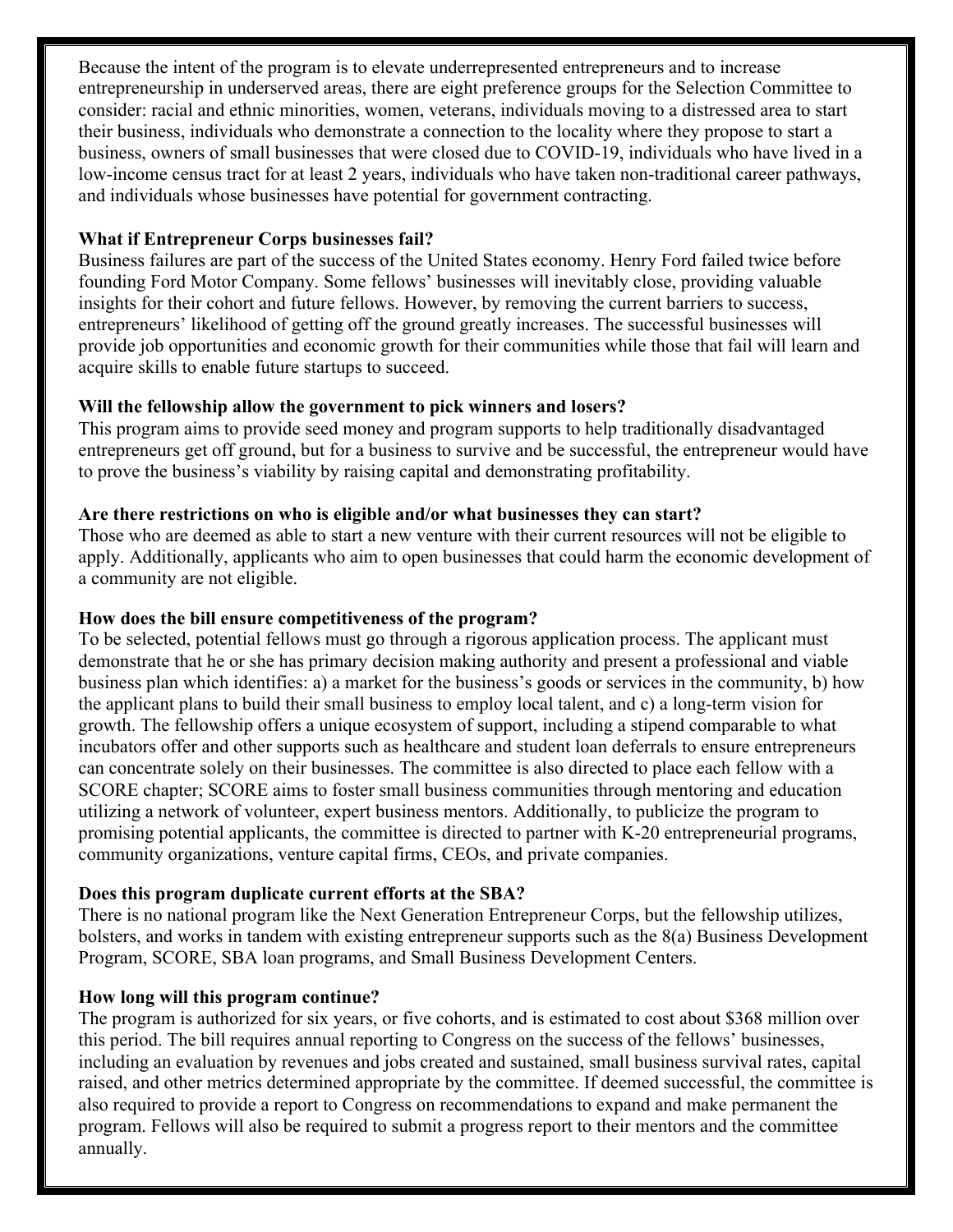Because the intent of the program is to elevate underrepresented entrepreneurs and to increase entrepreneurship in underserved areas, there are eight preference groups for the Selection Committee to consider: racial and ethnic minorities, women, veterans, individuals moving to a distressed area to start their business, individuals who demonstrate a connection to the locality where they propose to start a business, owners of small businesses that were closed due to COVID-19, individuals who have lived in a low-income census tract for at least 2 years, individuals who have taken non-traditional career pathways, and individuals whose businesses have potential for government contracting.

**What if Entrepreneur Corps businesses fail?**

Business failures are part of the success of the United States economy. Henry Ford failed twice before founding Ford Motor Company. Some fellows' businesses will inevitably close, providing valuable insights for their cohort and future fellows. However, by removing the current barriers to success, entrepreneurs' likelihood of getting off the ground greatly increases. The successful businesses will provide job opportunities and economic growth for their communities while those that fail will learn and acquire skills to enable future startups to succeed.

**Will the fellowship allow the government to pick winners and losers?**

This program aims to provide seed money and program supports to help traditionally disadvantaged entrepreneurs get off ground, but for a business to survive and be successful, the entrepreneur would have to prove the business's viability by raising capital and demonstrating profitability.

**Are there restrictions on who is eligible and/or what businesses they can start?**

Those who are deemed as able to start a new venture with their current resources will not be eligible to apply. Additionally, applicants who aim to open businesses that could harm the economic development of a community are not eligible.

**How does the bill ensure competitiveness of the program?**

To be selected, potential fellows must go through a rigorous application process. The applicant must demonstrate that he or she has primary decision making authority and present a professional and viable business plan which identifies: a) a market for the business's goods or services in the community, b) how the applicant plans to build their small business to employ local talent, and c) a long-term vision for growth. The fellowship offers a unique ecosystem of support, including a stipend comparable to what incubators offer and other supports such as healthcare and student loan deferrals to ensure entrepreneurs can concentrate solely on their businesses. The committee is also directed to place each fellow with a SCORE chapter; SCORE aims to foster small business communities through mentoring and education utilizing a network of volunteer, expert business mentors. Additionally, to publicize the program to promising potential applicants, the committee is directed to partner with K-20 entrepreneurial programs, community organizations, venture capital firms, CEOs, and private companies.

**Does this program duplicate current efforts at the SBA?**

There is no national program like the Next Generation Entrepreneur Corps, but the fellowship utilizes, bolsters, and works in tandem with existing entrepreneur supports such as the 8(a) Business Development Program, SCORE, SBA loan programs, and Small Business Development Centers.

**How long will this program continue?**

The program is authorized for six years, or five cohorts, and is estimated to cost about $368 million over this period. The bill requires annual reporting to Congress on the success of the fellows' businesses, including an evaluation by revenues and jobs created and sustained, small business survival rates, capital raised, and other metrics determined appropriate by the committee. If deemed successful, the committee is also required to provide a report to Congress on recommendations to expand and make permanent the program. Fellows will also be required to submit a progress report to their mentors and the committee annually.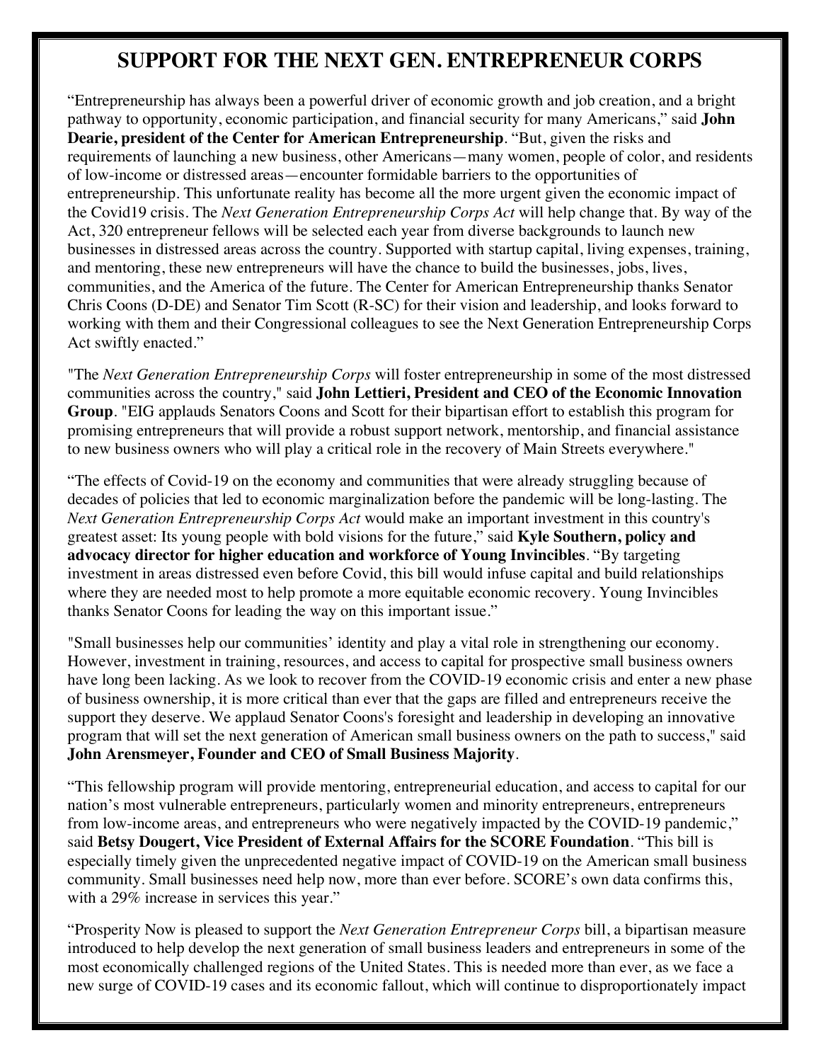# SUPPORT FOR THE NEXT GEN. ENTREPRENEUR CORPS

"Entrepreneurship has always been a powerful driver of economic growth and job creation, and a bright pathway to opportunity, economic participation, and financial security for many Americans," said **John Dearie, president of the Center for American Entrepreneurship**. "But, given the risks and requirements of launching a new business, other Americans—many women, people of color, and residents of low-income or distressed areas—encounter formidable barriers to the opportunities of entrepreneurship. This unfortunate reality has become all the more urgent given the economic impact of the Covid19 crisis. The *Next Generation Entrepreneurship Corps Act* will help change that. By way of the Act, 320 entrepreneur fellows will be selected each year from diverse backgrounds to launch new businesses in distressed areas across the country. Supported with startup capital, living expenses, training, and mentoring, these new entrepreneurs will have the chance to build the businesses, jobs, lives, communities, and the America of the future. The Center for American Entrepreneurship thanks Senator Chris Coons (D-DE) and Senator Tim Scott (R-SC) for their vision and leadership, and looks forward to working with them and their Congressional colleagues to see the Next Generation Entrepreneurship Corps Act swiftly enacted."

"The *Next Generation Entrepreneurship Corps* will foster entrepreneurship in some of the most distressed communities across the country," said **John Lettieri, President and CEO of the Economic Innovation Group**. "EIG applauds Senators Coons and Scott for their bipartisan effort to establish this program for promising entrepreneurs that will provide a robust support network, mentorship, and financial assistance to new business owners who will play a critical role in the recovery of Main Streets everywhere."

"The effects of Covid-19 on the economy and communities that were already struggling because of decades of policies that led to economic marginalization before the pandemic will be long-lasting. The *Next Generation Entrepreneurship Corps Act* would make an important investment in this country's greatest asset: Its young people with bold visions for the future," said **Kyle Southern, policy and advocacy director for higher education and workforce of Young Invincibles**. "By targeting investment in areas distressed even before Covid, this bill would infuse capital and build relationships where they are needed most to help promote a more equitable economic recovery. Young Invincibles thanks Senator Coons for leading the way on this important issue."

"Small businesses help our communities' identity and play a vital role in strengthening our economy. However, investment in training, resources, and access to capital for prospective small business owners have long been lacking. As we look to recover from the COVID-19 economic crisis and enter a new phase of business ownership, it is more critical than ever that the gaps are filled and entrepreneurs receive the support they deserve. We applaud Senator Coons's foresight and leadership in developing an innovative program that will set the next generation of American small business owners on the path to success," said **John Arensmeyer, Founder and CEO of Small Business Majority**.

"This fellowship program will provide mentoring, entrepreneurial education, and access to capital for our nation's most vulnerable entrepreneurs, particularly women and minority entrepreneurs, entrepreneurs from low-income areas, and entrepreneurs who were negatively impacted by the COVID-19 pandemic," said **Betsy Dougert, Vice President of External Affairs for the SCORE Foundation**. "This bill is especially timely given the unprecedented negative impact of COVID-19 on the American small business community. Small businesses need help now, more than ever before. SCORE's own data confirms this, with a 29% increase in services this year."

"Prosperity Now is pleased to support the *Next Generation Entrepreneur Corps* bill, a bipartisan measure introduced to help develop the next generation of small business leaders and entrepreneurs in some of the most economically challenged regions of the United States. This is needed more than ever, as we face a new surge of COVID-19 cases and its economic fallout, which will continue to disproportionately impact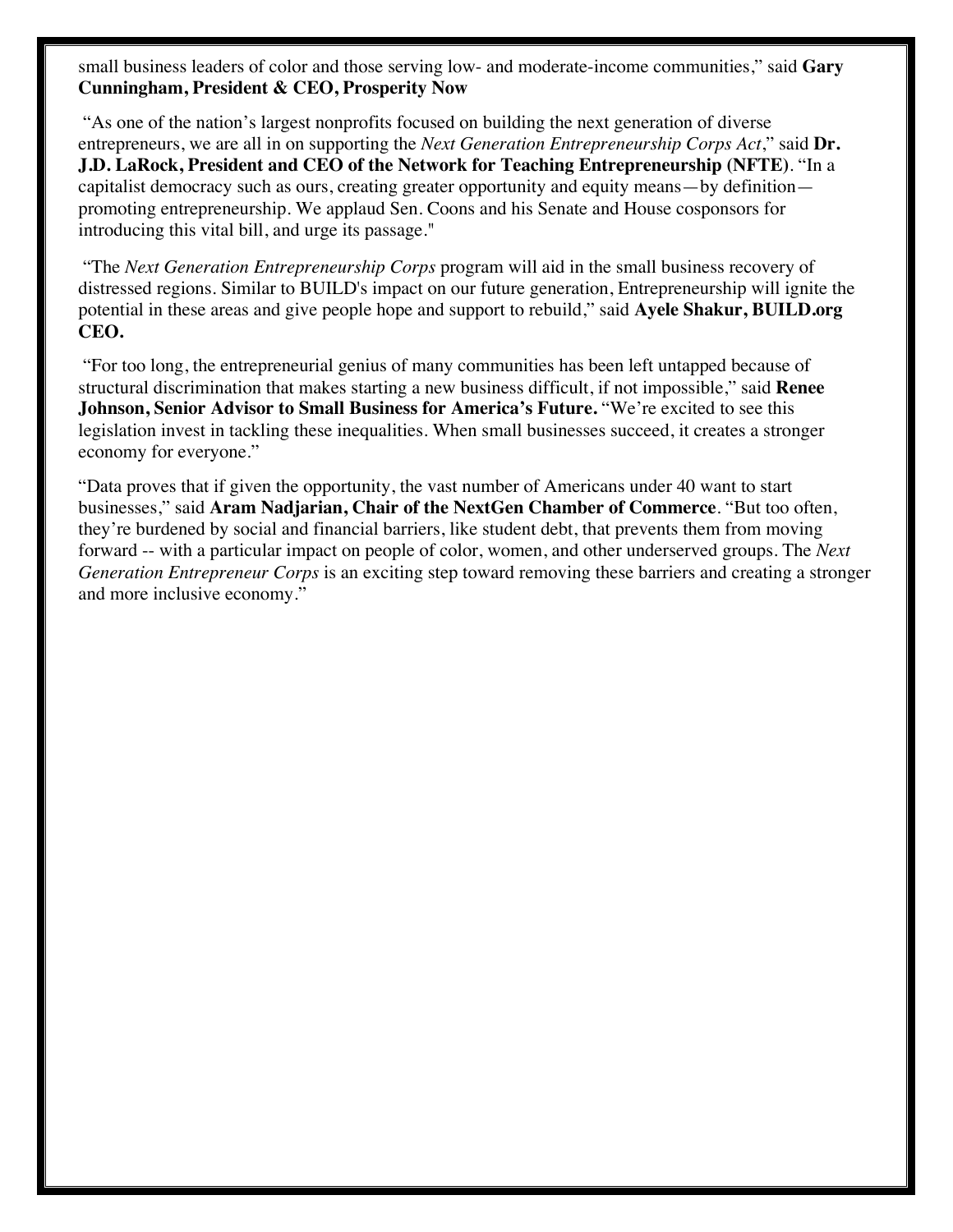small business leaders of color and those serving low- and moderate-income communities," said **Gary Cunningham, President & CEO, Prosperity Now**

"As one of the nation's largest nonprofits focused on building the next generation of diverse entrepreneurs, we are all in on supporting the *Next Generation Entrepreneurship Corps Act*," said **Dr. J.D. LaRock, President and CEO of the Network for Teaching Entrepreneurship (NFTE)**. "In a capitalist democracy such as ours, creating greater opportunity and equity means—by definition—promoting entrepreneurship. We applaud Sen. Coons and his Senate and House cosponsors for introducing this vital bill, and urge its passage."

"The *Next Generation Entrepreneurship Corps* program will aid in the small business recovery of distressed regions. Similar to BUILD's impact on our future generation, Entrepreneurship will ignite the potential in these areas and give people hope and support to rebuild," said **Ayele Shakur, BUILD.org CEO.**

"For too long, the entrepreneurial genius of many communities has been left untapped because of structural discrimination that makes starting a new business difficult, if not impossible," said **Renee Johnson, Senior Advisor to Small Business for America's Future.** "We're excited to see this legislation invest in tackling these inequalities. When small businesses succeed, it creates a stronger economy for everyone."

"Data proves that if given the opportunity, the vast number of Americans under 40 want to start businesses," said **Aram Nadjarian, Chair of the NextGen Chamber of Commerce**. "But too often, they're burdened by social and financial barriers, like student debt, that prevents them from moving forward -- with a particular impact on people of color, women, and other underserved groups. The *Next Generation Entrepreneur Corps* is an exciting step toward removing these barriers and creating a stronger and more inclusive economy."